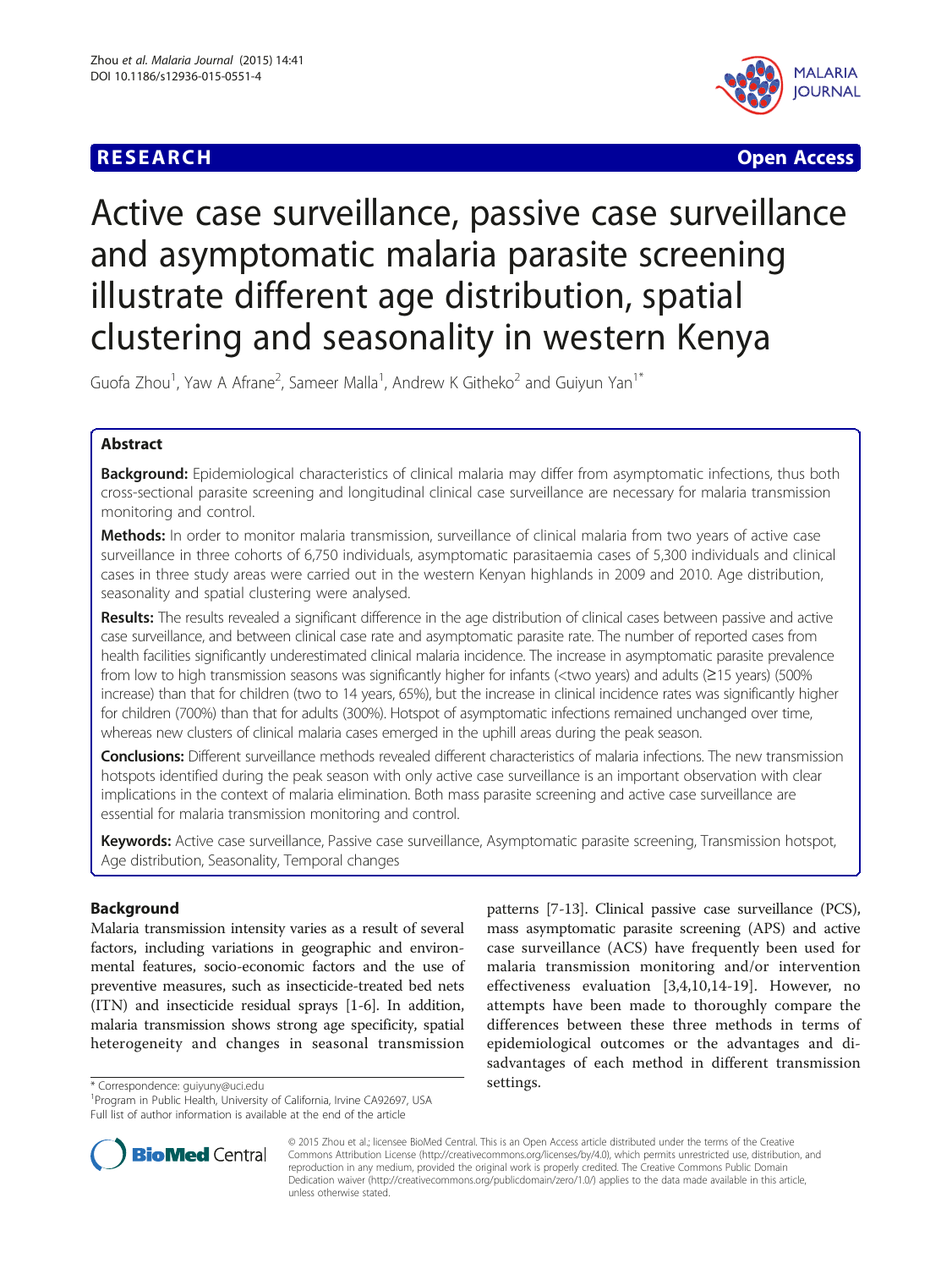**RESEARCH** **Open Access**

# Active case surveillance, passive case surveillance and asymptomatic malaria parasite screening illustrate different age distribution, spatial clustering and seasonality in western Kenya

Guofa Zhou[1], Yaw A Afrane[2], Sameer Malla[1], Andrew K Githeko[2] and Guiyun Yan[1*]

## Abstract

**Background:** Epidemiological characteristics of clinical malaria may differ from asymptomatic infections, thus both cross-sectional parasite screening and longitudinal clinical case surveillance are necessary for malaria transmission monitoring and control.

**Methods:** In order to monitor malaria transmission, surveillance of clinical malaria from two years of active case surveillance in three cohorts of 6,750 individuals, asymptomatic parasitaemia cases of 5,300 individuals and clinical cases in three study areas were carried out in the western Kenyan highlands in 2009 and 2010. Age distribution, seasonality and spatial clustering were analysed.

**Results:** The results revealed a significant difference in the age distribution of clinical cases between passive and active case surveillance, and between clinical case rate and asymptomatic parasite rate. The number of reported cases from health facilities significantly underestimated clinical malaria incidence. The increase in asymptomatic parasite prevalence from low to high transmission seasons was significantly higher for infants (<two years) and adults (≥15 years) (500% increase) than that for children (two to 14 years, 65%), but the increase in clinical incidence rates was significantly higher for children (700%) than that for adults (300%). Hotspot of asymptomatic infections remained unchanged over time, whereas new clusters of clinical malaria cases emerged in the uphill areas during the peak season.

**Conclusions:** Different surveillance methods revealed different characteristics of malaria infections. The new transmission hotspots identified during the peak season with only active case surveillance is an important observation with clear implications in the context of malaria elimination. Both mass parasite screening and active case surveillance are essential for malaria transmission monitoring and control.

**Keywords:** Active case surveillance, Passive case surveillance, Asymptomatic parasite screening, Transmission hotspot, Age distribution, Seasonality, Temporal changes

## Background

Malaria transmission intensity varies as a result of several factors, including variations in geographic and environmental features, socio-economic factors and the use of preventive measures, such as insecticide-treated bed nets (ITN) and insecticide residual sprays [1-6]. In addition, malaria transmission shows strong age specificity, spatial heterogeneity and changes in seasonal transmission patterns [7-13]. Clinical passive case surveillance (PCS), mass asymptomatic parasite screening (APS) and active case surveillance (ACS) have frequently been used for malaria transmission monitoring and/or intervention effectiveness evaluation [3,4,10,14-19]. However, no attempts have been made to thoroughly compare the differences between these three methods in terms of epidemiological outcomes or the advantages and disadvantages of each method in different transmission settings.

\* Correspondence: guiyuny@uci.edu
[1]Program in Public Health, University of California, Irvine CA92697, USA
Full list of author information is available at the end of the article

© 2015 Zhou et al.; licensee BioMed Central. This is an Open Access article distributed under the terms of the Creative Commons Attribution License (http://creativecommons.org/licenses/by/4.0), which permits unrestricted use, distribution, and reproduction in any medium, provided the original work is properly credited. The Creative Commons Public Domain Dedication waiver (http://creativecommons.org/publicdomain/zero/1.0/) applies to the data made available in this article, unless otherwise stated.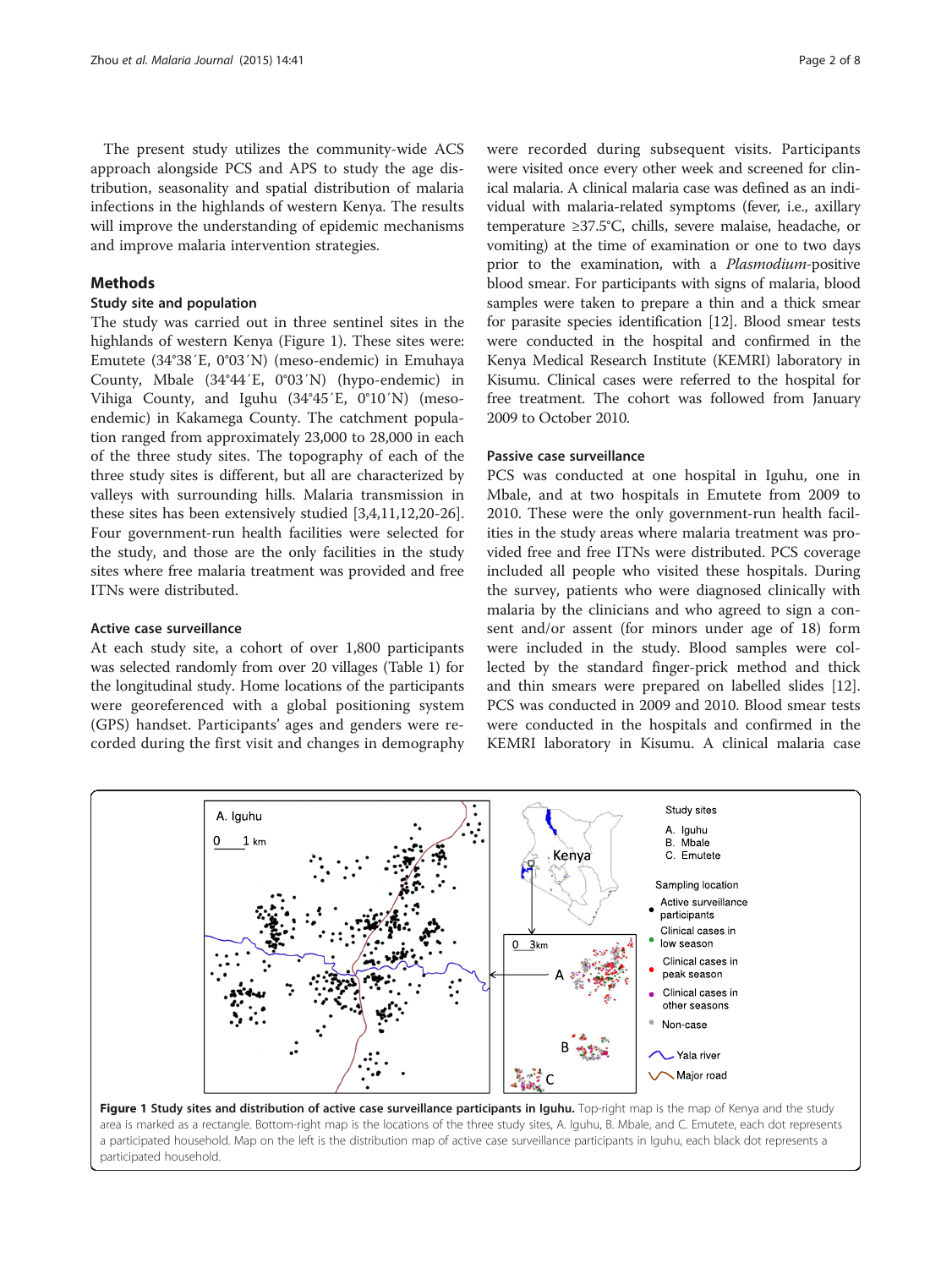The present study utilizes the community-wide ACS approach alongside PCS and APS to study the age distribution, seasonality and spatial distribution of malaria infections in the highlands of western Kenya. The results will improve the understanding of epidemic mechanisms and improve malaria intervention strategies.

## Methods

### Study site and population

The study was carried out in three sentinel sites in the highlands of western Kenya (Figure 1). These sites were: Emutete (34°38′E, 0°03′N) (meso-endemic) in Emuhaya County, Mbale (34°44′E, 0°03′N) (hypo-endemic) in Vihiga County, and Iguhu (34°45′E, 0°10′N) (meso-endemic) in Kakamega County. The catchment population ranged from approximately 23,000 to 28,000 in each of the three study sites. The topography of each of the three study sites is different, but all are characterized by valleys with surrounding hills. Malaria transmission in these sites has been extensively studied [3,4,11,12,20-26]. Four government-run health facilities were selected for the study, and those are the only facilities in the study sites where free malaria treatment was provided and free ITNs were distributed.

### Active case surveillance

At each study site, a cohort of over 1,800 participants was selected randomly from over 20 villages (Table 1) for the longitudinal study. Home locations of the participants were georeferenced with a global positioning system (GPS) handset. Participants' ages and genders were recorded during the first visit and changes in demography were recorded during subsequent visits. Participants were visited once every other week and screened for clinical malaria. A clinical malaria case was defined as an individual with malaria-related symptoms (fever, i.e., axillary temperature ≥37.5°C, chills, severe malaise, headache, or vomiting) at the time of examination or one to two days prior to the examination, with a *Plasmodium*-positive blood smear. For participants with signs of malaria, blood samples were taken to prepare a thin and a thick smear for parasite species identification [12]. Blood smear tests were conducted in the hospital and confirmed in the Kenya Medical Research Institute (KEMRI) laboratory in Kisumu. Clinical cases were referred to the hospital for free treatment. The cohort was followed from January 2009 to October 2010.

### Passive case surveillance

PCS was conducted at one hospital in Iguhu, one in Mbale, and at two hospitals in Emutete from 2009 to 2010. These were the only government-run health facilities in the study areas where malaria treatment was provided free and free ITNs were distributed. PCS coverage included all people who visited these hospitals. During the survey, patients who were diagnosed clinically with malaria by the clinicians and who agreed to sign a consent and/or assent (for minors under age of 18) form were included in the study. Blood samples were collected by the standard finger-prick method and thick and thin smears were prepared on labelled slides [12]. PCS was conducted in 2009 and 2010. Blood smear tests were conducted in the hospitals and confirmed in the KEMRI laboratory in Kisumu. A clinical malaria case

**Figure 1 Study sites and distribution of active case surveillance participants in Iguhu.** Top-right map is the map of Kenya and the study area is marked as a rectangle. Bottom-right map is the locations of the three study sites, A. Iguhu, B. Mbale, and C. Emutete, each dot represents a participated household. Map on the left is the distribution map of active case surveillance participants in Iguhu, each black dot represents a participated household.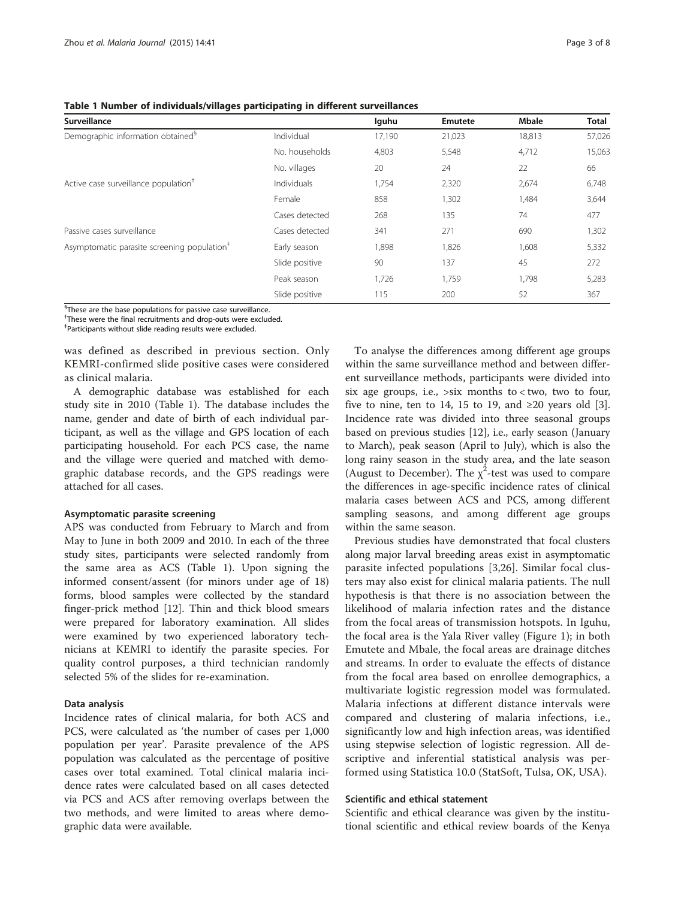**Table 1 Number of individuals/villages participating in different surveillances**

| Surveillance | | Iguhu | Emutete | Mbale | Total |
|---|---|---|---|---|---|
| Demographic information obtained[§] | Individual | 17,190 | 21,023 | 18,813 | 57,026 |
| | No. households | 4,803 | 5,548 | 4,712 | 15,063 |
| | No. villages | 20 | 24 | 22 | 66 |
| Active case surveillance population[†] | Individuals | 1,754 | 2,320 | 2,674 | 6,748 |
| | Female | 858 | 1,302 | 1,484 | 3,644 |
| | Cases detected | 268 | 135 | 74 | 477 |
| Passive cases surveillance | Cases detected | 341 | 271 | 690 | 1,302 |
| Asymptomatic parasite screening population[‡] | Early season | 1,898 | 1,826 | 1,608 | 5,332 |
| | Slide positive | 90 | 137 | 45 | 272 |
| | Peak season | 1,726 | 1,759 | 1,798 | 5,283 |
| | Slide positive | 115 | 200 | 52 | 367 |

[§]These are the base populations for passive case surveillance.
[†]These were the final recruitments and drop-outs were excluded.
[‡]Participants without slide reading results were excluded.

was defined as described in previous section. Only KEMRI-confirmed slide positive cases were considered as clinical malaria.

A demographic database was established for each study site in 2010 (Table 1). The database includes the name, gender and date of birth of each individual participant, as well as the village and GPS location of each participating household. For each PCS case, the name and the village were queried and matched with demographic database records, and the GPS readings were attached for all cases.

### Asymptomatic parasite screening

APS was conducted from February to March and from May to June in both 2009 and 2010. In each of the three study sites, participants were selected randomly from the same area as ACS (Table 1). Upon signing the informed consent/assent (for minors under age of 18) forms, blood samples were collected by the standard finger-prick method [12]. Thin and thick blood smears were prepared for laboratory examination. All slides were examined by two experienced laboratory technicians at KEMRI to identify the parasite species. For quality control purposes, a third technician randomly selected 5% of the slides for re-examination.

### Data analysis

Incidence rates of clinical malaria, for both ACS and PCS, were calculated as 'the number of cases per 1,000 population per year'. Parasite prevalence of the APS population was calculated as the percentage of positive cases over total examined. Total clinical malaria incidence rates were calculated based on all cases detected via PCS and ACS after removing overlaps between the two methods, and were limited to areas where demographic data were available.

To analyse the differences among different age groups within the same surveillance method and between different surveillance methods, participants were divided into six age groups, i.e., >six months to < two, two to four, five to nine, ten to 14, 15 to 19, and ≥20 years old [3]. Incidence rate was divided into three seasonal groups based on previous studies [12], i.e., early season (January to March), peak season (April to July), which is also the long rainy season in the study area, and the late season (August to December). The $\chi^2$-test was used to compare the differences in age-specific incidence rates of clinical malaria cases between ACS and PCS, among different sampling seasons, and among different age groups within the same season.

Previous studies have demonstrated that focal clusters along major larval breeding areas exist in asymptomatic parasite infected populations [3,26]. Similar focal clusters may also exist for clinical malaria patients. The null hypothesis is that there is no association between the likelihood of malaria infection rates and the distance from the focal areas of transmission hotspots. In Iguhu, the focal area is the Yala River valley (Figure 1); in both Emutete and Mbale, the focal areas are drainage ditches and streams. In order to evaluate the effects of distance from the focal area based on enrollee demographics, a multivariate logistic regression model was formulated. Malaria infections at different distance intervals were compared and clustering of malaria infections, i.e., significantly low and high infection areas, was identified using stepwise selection of logistic regression. All descriptive and inferential statistical analysis was performed using Statistica 10.0 (StatSoft, Tulsa, OK, USA).

### Scientific and ethical statement

Scientific and ethical clearance was given by the institutional scientific and ethical review boards of the Kenya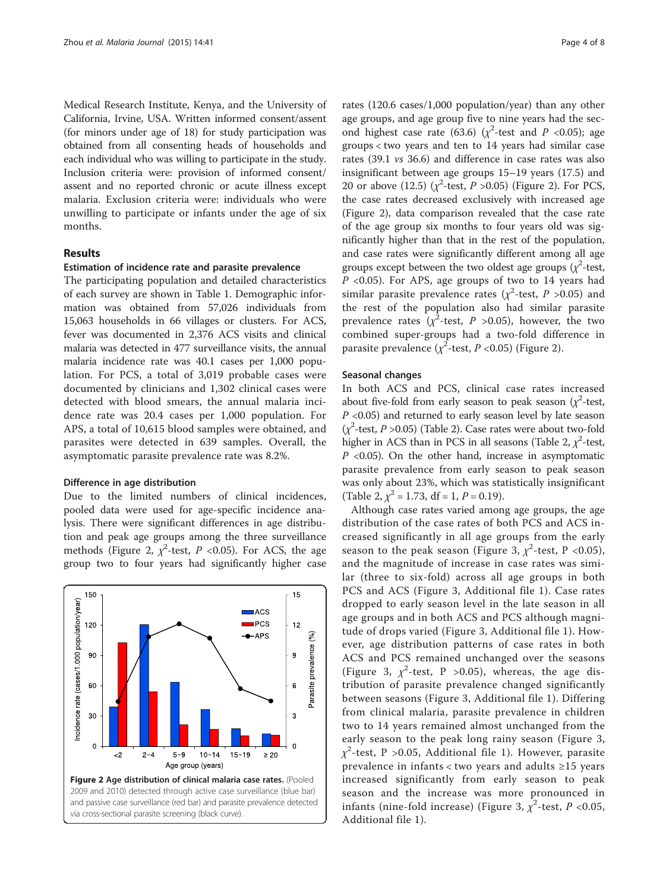Medical Research Institute, Kenya, and the University of California, Irvine, USA. Written informed consent/assent (for minors under age of 18) for study participation was obtained from all consenting heads of households and each individual who was willing to participate in the study. Inclusion criteria were: provision of informed consent/assent and no reported chronic or acute illness except malaria. Exclusion criteria were: individuals who were unwilling to participate or infants under the age of six months.

## Results

### Estimation of incidence rate and parasite prevalence

The participating population and detailed characteristics of each survey are shown in Table 1. Demographic information was obtained from 57,026 individuals from 15,063 households in 66 villages or clusters. For ACS, fever was documented in 2,376 ACS visits and clinical malaria was detected in 477 surveillance visits, the annual malaria incidence rate was 40.1 cases per 1,000 population. For PCS, a total of 3,019 probable cases were documented by clinicians and 1,302 clinical cases were detected with blood smears, the annual malaria incidence rate was 20.4 cases per 1,000 population. For APS, a total of 10,615 blood samples were obtained, and parasites were detected in 639 samples. Overall, the asymptomatic parasite prevalence rate was 8.2%.

### Difference in age distribution

Due to the limited numbers of clinical incidences, pooled data were used for age-specific incidence analysis. There were significant differences in age distribution and peak age groups among the three surveillance methods (Figure 2, $\chi^2$-test, $P$ <0.05). For ACS, the age group two to four years had significantly higher case rates (120.6 cases/1,000 population/year) than any other age groups, and age group five to nine years had the second highest case rate (63.6) ($\chi^2$-test and $P$ <0.05); age groups < two years and ten to 14 years had similar case rates (39.1 *vs* 36.6) and difference in case rates was also insignificant between age groups 15–19 years (17.5) and 20 or above (12.5) ($\chi^2$-test, $P$ >0.05) (Figure 2). For PCS, the case rates decreased exclusively with increased age (Figure 2), data comparison revealed that the case rate of the age group six months to four years old was significantly higher than that in the rest of the population, and case rates were significantly different among all age groups except between the two oldest age groups ($\chi^2$-test, $P$ <0.05). For APS, age groups of two to 14 years had similar parasite prevalence rates ($\chi^2$-test, $P$ >0.05) and the rest of the population also had similar parasite prevalence rates ($\chi^2$-test, $P$ >0.05), however, the two combined super-groups had a two-fold difference in parasite prevalence ($\chi^2$-test, $P$ <0.05) (Figure 2).

**Figure 2 Age distribution of clinical malaria case rates.** (Pooled 2009 and 2010) detected through active case surveillance (blue bar) and passive case surveillance (red bar) and parasite prevalence detected via cross-sectional parasite screening (black curve).

### Seasonal changes

In both ACS and PCS, clinical case rates increased about five-fold from early season to peak season ($\chi^2$-test, $P$ <0.05) and returned to early season level by late season ($\chi^2$-test, $P$ >0.05) (Table 2). Case rates were about two-fold higher in ACS than in PCS in all seasons (Table 2, $\chi^2$-test, $P$ <0.05). On the other hand, increase in asymptomatic parasite prevalence from early season to peak season was only about 23%, which was statistically insignificant (Table 2, $\chi^2$ = 1.73, df = 1, $P$ = 0.19).

Although case rates varied among age groups, the age distribution of the case rates of both PCS and ACS increased significantly in all age groups from the early season to the peak season (Figure 3, $\chi^2$-test, P <0.05), and the magnitude of increase in case rates was similar (three to six-fold) across all age groups in both PCS and ACS (Figure 3, Additional file 1). Case rates dropped to early season level in the late season in all age groups and in both ACS and PCS although magnitude of drops varied (Figure 3, Additional file 1). However, age distribution patterns of case rates in both ACS and PCS remained unchanged over the seasons (Figure 3, $\chi^2$-test, P >0.05), whereas, the age distribution of parasite prevalence changed significantly between seasons (Figure 3, Additional file 1). Differing from clinical malaria, parasite prevalence in children two to 14 years remained almost unchanged from the early season to the peak long rainy season (Figure 3, $\chi^2$-test, P >0.05, Additional file 1). However, parasite prevalence in infants < two years and adults ≥15 years increased significantly from early season to peak season and the increase was more pronounced in infants (nine-fold increase) (Figure 3, $\chi^2$-test, $P$ <0.05, Additional file 1).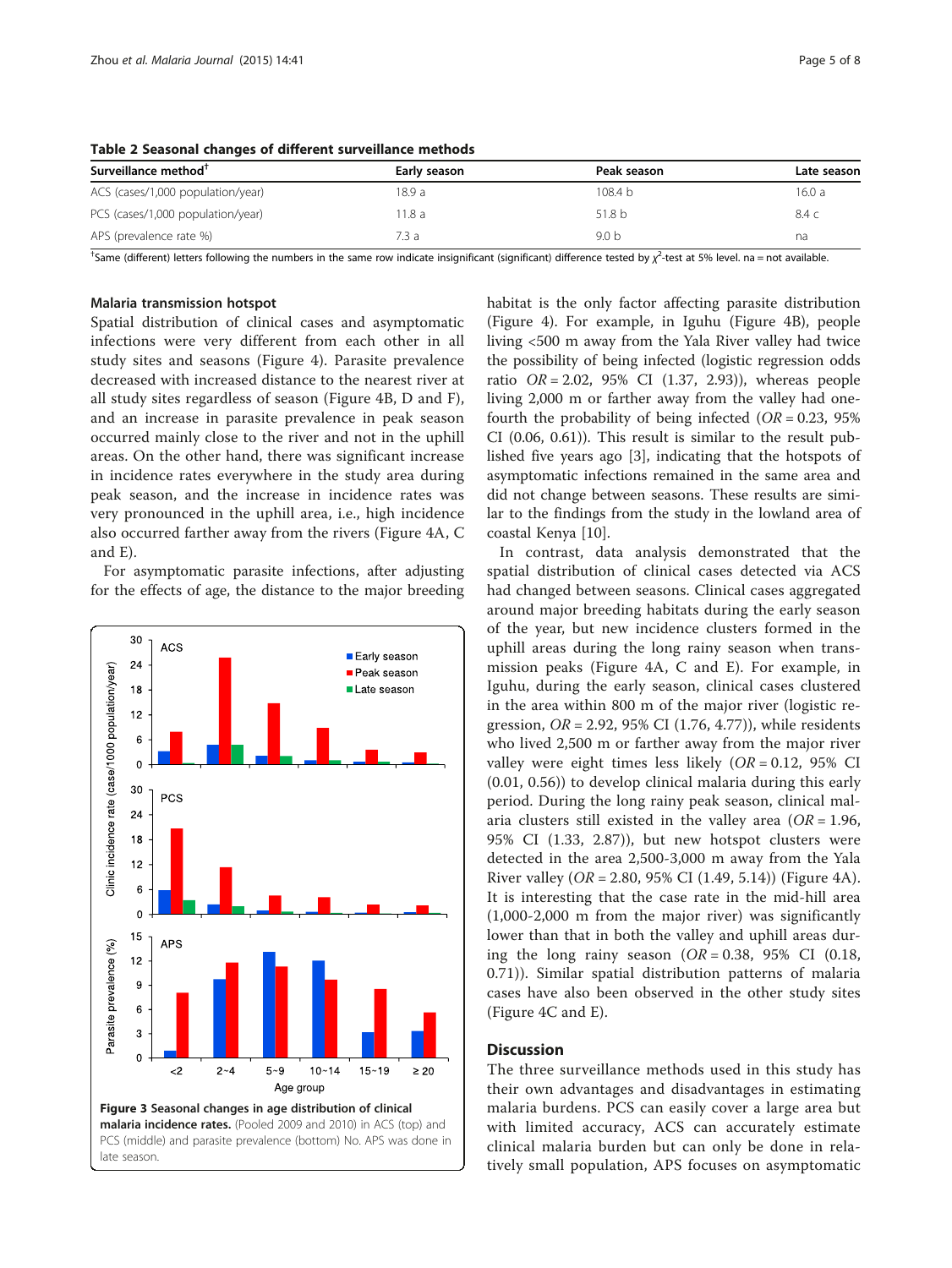**Table 2 Seasonal changes of different surveillance methods**

| Surveillance method[†] | Early season | Peak season | Late season |
|---|---|---|---|
| ACS (cases/1,000 population/year) | 18.9 a | 108.4 b | 16.0 a |
| PCS (cases/1,000 population/year) | 11.8 a | 51.8 b | 8.4 c |
| APS (prevalence rate %) | 7.3 a | 9.0 b | na |

[†]Same (different) letters following the numbers in the same row indicate insignificant (significant) difference tested by $\chi^2$-test at 5% level. na = not available.

### Malaria transmission hotspot

Spatial distribution of clinical cases and asymptomatic infections were very different from each other in all study sites and seasons (Figure 4). Parasite prevalence decreased with increased distance to the nearest river at all study sites regardless of season (Figure 4B, D and F), and an increase in parasite prevalence in peak season occurred mainly close to the river and not in the uphill areas. On the other hand, there was significant increase in incidence rates everywhere in the study area during peak season, and the increase in incidence rates was very pronounced in the uphill area, i.e., high incidence also occurred farther away from the rivers (Figure 4A, C and E).

For asymptomatic parasite infections, after adjusting for the effects of age, the distance to the major breeding habitat is the only factor affecting parasite distribution (Figure 4). For example, in Iguhu (Figure 4B), people living <500 m away from the Yala River valley had twice the possibility of being infected (logistic regression odds ratio *OR* = 2.02, 95% CI (1.37, 2.93)), whereas people living 2,000 m or farther away from the valley had one-fourth the probability of being infected (*OR* = 0.23, 95% CI (0.06, 0.61)). This result is similar to the result published five years ago [3], indicating that the hotspots of asymptomatic infections remained in the same area and did not change between seasons. These results are similar to the findings from the study in the lowland area of coastal Kenya [10].

In contrast, data analysis demonstrated that the spatial distribution of clinical cases detected via ACS had changed between seasons. Clinical cases aggregated around major breeding habitats during the early season of the year, but new incidence clusters formed in the uphill areas during the long rainy season when transmission peaks (Figure 4A, C and E). For example, in Iguhu, during the early season, clinical cases clustered in the area within 800 m of the major river (logistic regression, *OR* = 2.92, 95% CI (1.76, 4.77)), while residents who lived 2,500 m or farther away from the major river valley were eight times less likely (*OR* = 0.12, 95% CI (0.01, 0.56)) to develop clinical malaria during this early period. During the long rainy peak season, clinical malaria clusters still existed in the valley area (*OR* = 1.96, 95% CI (1.33, 2.87)), but new hotspot clusters were detected in the area 2,500-3,000 m away from the Yala River valley (*OR* = 2.80, 95% CI (1.49, 5.14)) (Figure 4A). It is interesting that the case rate in the mid-hill area (1,000-2,000 m from the major river) was significantly lower than that in both the valley and uphill areas during the long rainy season (*OR* = 0.38, 95% CI (0.18, 0.71)). Similar spatial distribution patterns of malaria cases have also been observed in the other study sites (Figure 4C and E).

**Figure 3 Seasonal changes in age distribution of clinical malaria incidence rates.** (Pooled 2009 and 2010) in ACS (top) and PCS (middle) and parasite prevalence (bottom) No. APS was done in late season.

## Discussion

The three surveillance methods used in this study has their own advantages and disadvantages in estimating malaria burdens. PCS can easily cover a large area but with limited accuracy, ACS can accurately estimate clinical malaria burden but can only be done in relatively small population, APS focuses on asymptomatic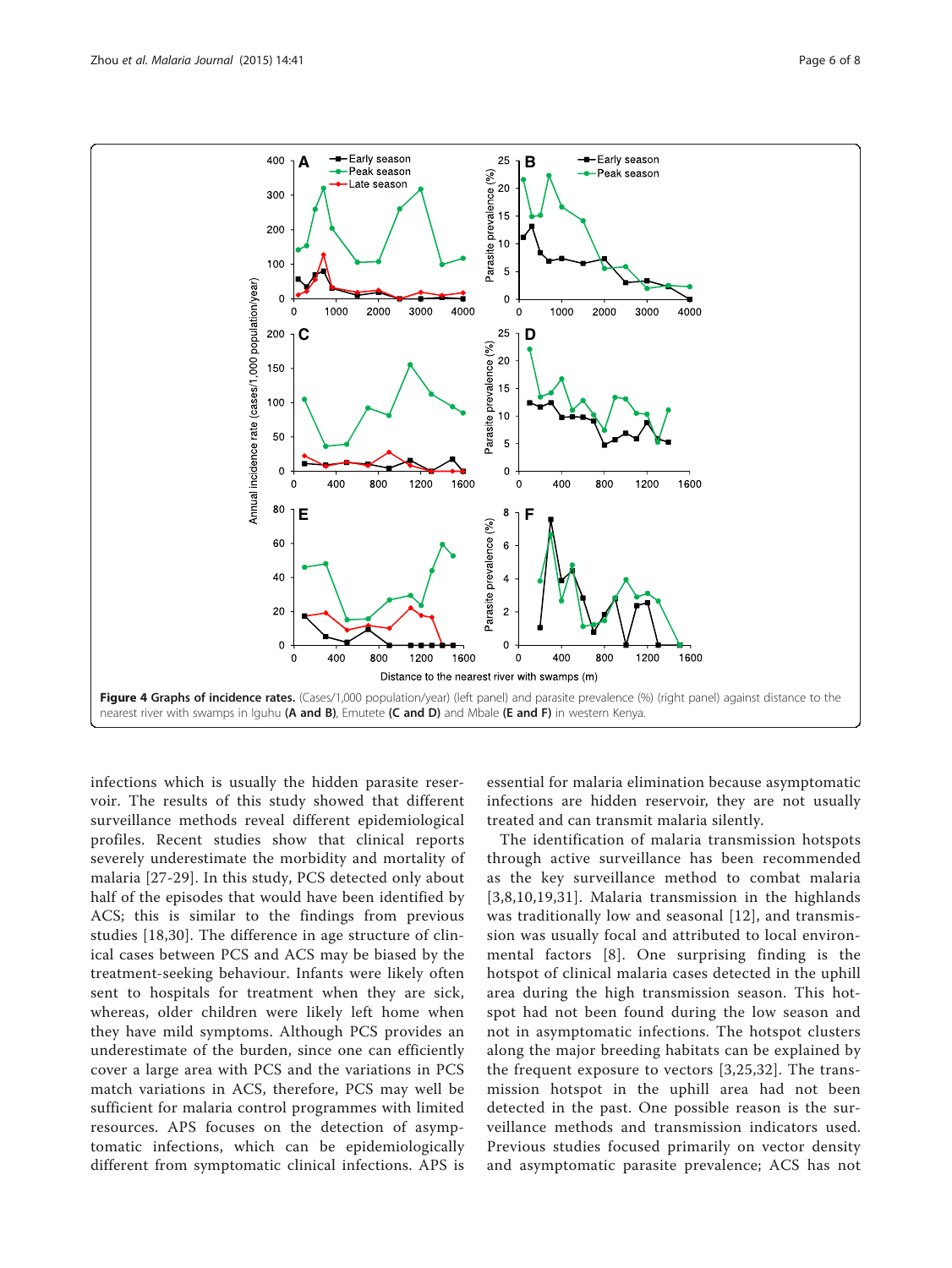**Figure 4 Graphs of incidence rates.** (Cases/1,000 population/year) (left panel) and parasite prevalence (%) (right panel) against distance to the nearest river with swamps in Iguhu **(A and B)**, Emutete **(C and D)** and Mbale **(E and F)** in western Kenya.

infections which is usually the hidden parasite reservoir. The results of this study showed that different surveillance methods reveal different epidemiological profiles. Recent studies show that clinical reports severely underestimate the morbidity and mortality of malaria [27-29]. In this study, PCS detected only about half of the episodes that would have been identified by ACS; this is similar to the findings from previous studies [18,30]. The difference in age structure of clinical cases between PCS and ACS may be biased by the treatment-seeking behaviour. Infants were likely often sent to hospitals for treatment when they are sick, whereas, older children were likely left home when they have mild symptoms. Although PCS provides an underestimate of the burden, since one can efficiently cover a large area with PCS and the variations in PCS match variations in ACS, therefore, PCS may well be sufficient for malaria control programmes with limited resources. APS focuses on the detection of asymptomatic infections, which can be epidemiologically different from symptomatic clinical infections. APS is essential for malaria elimination because asymptomatic infections are hidden reservoir, they are not usually treated and can transmit malaria silently.

The identification of malaria transmission hotspots through active surveillance has been recommended as the key surveillance method to combat malaria [3,8,10,19,31]. Malaria transmission in the highlands was traditionally low and seasonal [12], and transmission was usually focal and attributed to local environmental factors [8]. One surprising finding is the hotspot of clinical malaria cases detected in the uphill area during the high transmission season. This hotspot had not been found during the low season and not in asymptomatic infections. The hotspot clusters along the major breeding habitats can be explained by the frequent exposure to vectors [3,25,32]. The transmission hotspot in the uphill area had not been detected in the past. One possible reason is the surveillance methods and transmission indicators used. Previous studies focused primarily on vector density and asymptomatic parasite prevalence; ACS has not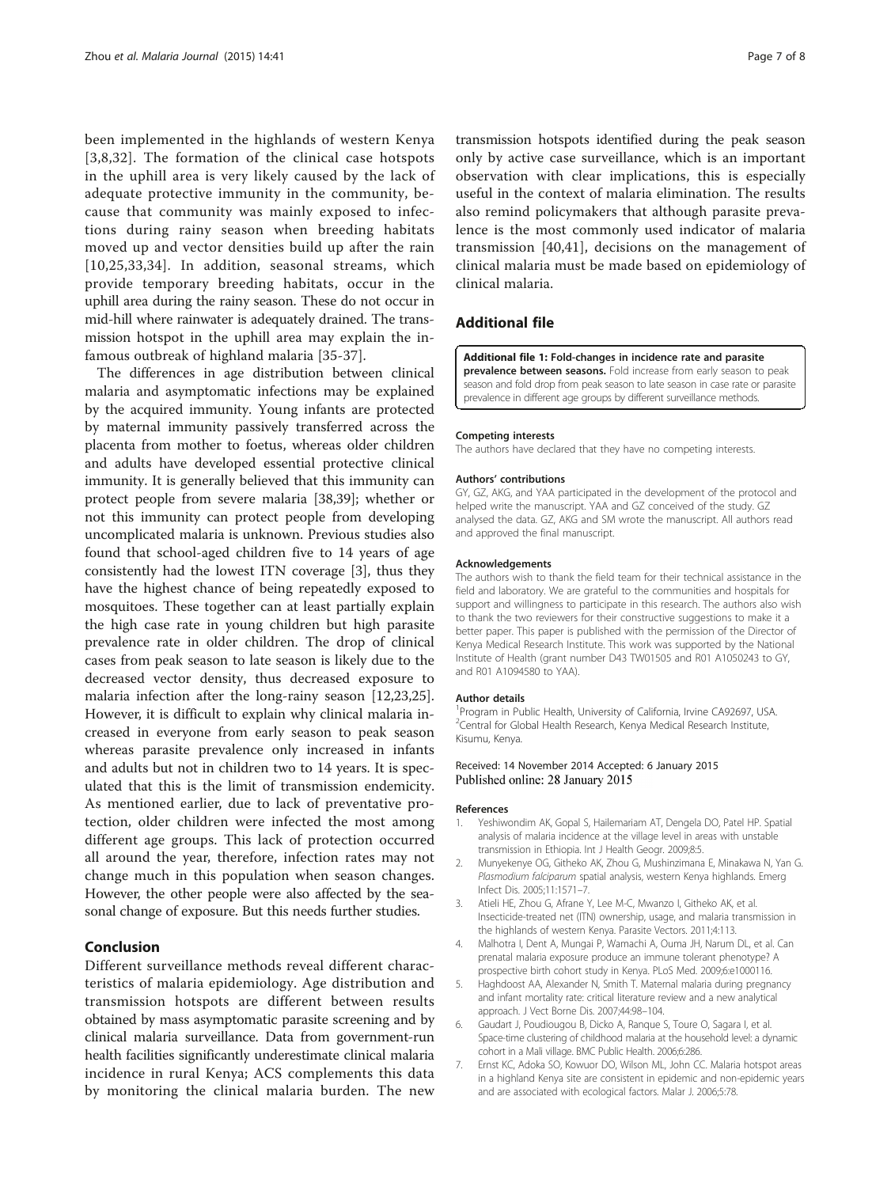been implemented in the highlands of western Kenya [3,8,32]. The formation of the clinical case hotspots in the uphill area is very likely caused by the lack of adequate protective immunity in the community, because that community was mainly exposed to infections during rainy season when breeding habitats moved up and vector densities build up after the rain [10,25,33,34]. In addition, seasonal streams, which provide temporary breeding habitats, occur in the uphill area during the rainy season. These do not occur in mid-hill where rainwater is adequately drained. The transmission hotspot in the uphill area may explain the infamous outbreak of highland malaria [35-37].

The differences in age distribution between clinical malaria and asymptomatic infections may be explained by the acquired immunity. Young infants are protected by maternal immunity passively transferred across the placenta from mother to foetus, whereas older children and adults have developed essential protective clinical immunity. It is generally believed that this immunity can protect people from severe malaria [38,39]; whether or not this immunity can protect people from developing uncomplicated malaria is unknown. Previous studies also found that school-aged children five to 14 years of age consistently had the lowest ITN coverage [3], thus they have the highest chance of being repeatedly exposed to mosquitoes. These together can at least partially explain the high case rate in young children but high parasite prevalence rate in older children. The drop of clinical cases from peak season to late season is likely due to the decreased vector density, thus decreased exposure to malaria infection after the long-rainy season [12,23,25]. However, it is difficult to explain why clinical malaria increased in everyone from early season to peak season whereas parasite prevalence only increased in infants and adults but not in children two to 14 years. It is speculated that this is the limit of transmission endemicity. As mentioned earlier, due to lack of preventative protection, older children were infected the most among different age groups. This lack of protection occurred all around the year, therefore, infection rates may not change much in this population when season changes. However, the other people were also affected by the seasonal change of exposure. But this needs further studies.

## Conclusion

Different surveillance methods reveal different characteristics of malaria epidemiology. Age distribution and transmission hotspots are different between results obtained by mass asymptomatic parasite screening and by clinical malaria surveillance. Data from government-run health facilities significantly underestimate clinical malaria incidence in rural Kenya; ACS complements this data by monitoring the clinical malaria burden. The new transmission hotspots identified during the peak season only by active case surveillance, which is an important observation with clear implications, this is especially useful in the context of malaria elimination. The results also remind policymakers that although parasite prevalence is the most commonly used indicator of malaria transmission [40,41], decisions on the management of clinical malaria must be made based on epidemiology of clinical malaria.

## Additional file

**Additional file 1: Fold-changes in incidence rate and parasite prevalence between seasons.** Fold increase from early season to peak season and fold drop from peak season to late season in case rate or parasite prevalence in different age groups by different surveillance methods.

#### Competing interests

The authors have declared that they have no competing interests.

#### Authors' contributions

GY, GZ, AKG, and YAA participated in the development of the protocol and helped write the manuscript. YAA and GZ conceived of the study. GZ analysed the data. GZ, AKG and SM wrote the manuscript. All authors read and approved the final manuscript.

#### Acknowledgements

The authors wish to thank the field team for their technical assistance in the field and laboratory. We are grateful to the communities and hospitals for support and willingness to participate in this research. The authors also wish to thank the two reviewers for their constructive suggestions to make it a better paper. This paper is published with the permission of the Director of Kenya Medical Research Institute. This work was supported by the National Institute of Health (grant number D43 TW01505 and R01 A1050243 to GY, and R01 A1094580 to YAA).

#### Author details

[1]Program in Public Health, University of California, Irvine CA92697, USA. [2]Central for Global Health Research, Kenya Medical Research Institute, Kisumu, Kenya.

Received: 14 November 2014 Accepted: 6 January 2015
Published online: 28 January 2015

#### References

1. Yeshiwondim AK, Gopal S, Hailemariam AT, Dengela DO, Patel HP. Spatial analysis of malaria incidence at the village level in areas with unstable transmission in Ethiopia. Int J Health Geogr. 2009;8:5.
2. Munyekenye OG, Githeko AK, Zhou G, Mushinzimana E, Minakawa N, Yan G. *Plasmodium falciparum* spatial analysis, western Kenya highlands. Emerg Infect Dis. 2005;11:1571–7.
3. Atieli HE, Zhou G, Afrane Y, Lee M-C, Mwanzo I, Githeko AK, et al. Insecticide-treated net (ITN) ownership, usage, and malaria transmission in the highlands of western Kenya. Parasite Vectors. 2011;4:113.
4. Malhotra I, Dent A, Mungai P, Wamachi A, Ouma JH, Narum DL, et al. Can prenatal malaria exposure produce an immune tolerant phenotype? A prospective birth cohort study in Kenya. PLoS Med. 2009;6:e1000116.
5. Haghdoost AA, Alexander N, Smith T. Maternal malaria during pregnancy and infant mortality rate: critical literature review and a new analytical approach. J Vect Borne Dis. 2007;44:98–104.
6. Gaudart J, Poudiougou B, Dicko A, Ranque S, Toure O, Sagara I, et al. Space-time clustering of childhood malaria at the household level: a dynamic cohort in a Mali village. BMC Public Health. 2006;6:286.
7. Ernst KC, Adoka SO, Kowuor DO, Wilson ML, John CC. Malaria hotspot areas in a highland Kenya site are consistent in epidemic and non-epidemic years and are associated with ecological factors. Malar J. 2006;5:78.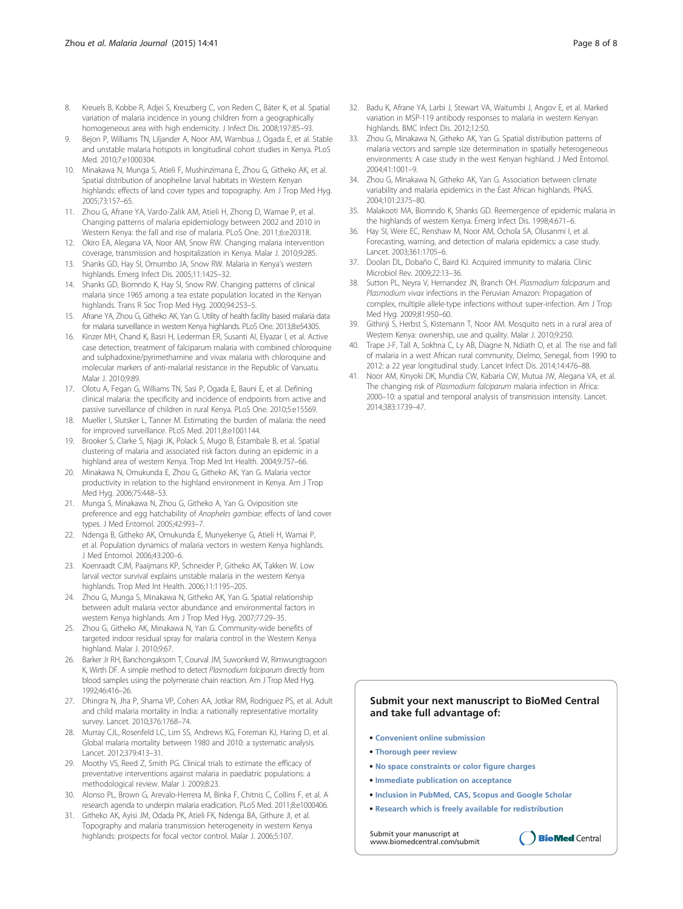8. Kreuels B, Kobbe R, Adjei S, Kreuzberg C, von Reden C, Bäter K, et al. Spatial variation of malaria incidence in young children from a geographically homogeneous area with high endemicity. J Infect Dis. 2008;197:85–93.
9. Bejon P, Williams TN, Liljander A, Noor AM, Wambua J, Ogada E, et al. Stable and unstable malaria hotspots in longitudinal cohort studies in Kenya. PLoS Med. 2010;7:e1000304.
10. Minakawa N, Munga S, Atieli F, Mushinzimana E, Zhou G, Githeko AK, et al. Spatial distribution of anopheline larval habitats in Western Kenyan highlands: effects of land cover types and topography. Am J Trop Med Hyg. 2005;73:157–65.
11. Zhou G, Afrane YA, Vardo-Zalik AM, Atieli H, Zhong D, Wamae P, et al. Changing patterns of malaria epidemiology between 2002 and 2010 in Western Kenya: the fall and rise of malaria. PLoS One. 2011;6:e20318.
12. Okiro EA, Alegana VA, Noor AM, Snow RW. Changing malaria intervention coverage, transmission and hospitalization in Kenya. Malar J. 2010;9:285.
13. Shanks GD, Hay SI, Omumbo JA, Snow RW. Malaria in Kenya's western highlands. Emerg Infect Dis. 2005;11:1425–32.
14. Shanks GD, Biomndo K, Hay SI, Snow RW. Changing patterns of clinical malaria since 1965 among a tea estate population located in the Kenyan highlands. Trans R Soc Trop Med Hyg. 2000;94:253–5.
15. Afrane YA, Zhou G, Githeko AK, Yan G. Utility of health facility based malaria data for malaria surveillance in western Kenya highlands. PLoS One. 2013;8:e54305.
16. Kinzer MH, Chand K, Basri H, Lederman ER, Susanti AI, Elyazar I, et al. Active case detection, treatment of falciparum malaria with combined chloroquine and sulphadoxine/pyrimethamine and vivax malaria with chloroquine and molecular markers of anti-malarial resistance in the Republic of Vanuatu. Malar J. 2010;9:89.
17. Olotu A, Fegan G, Williams TN, Sasi P, Ogada E, Bauni E, et al. Defining clinical malaria: the specificity and incidence of endpoints from active and passive surveillance of children in rural Kenya. PLoS One. 2010;5:e15569.
18. Mueller I, Slutsker L, Tanner M. Estimating the burden of malaria: the need for improved surveillance. PLoS Med. 2011;8:e1001144.
19. Brooker S, Clarke S, Njagi JK, Polack S, Mugo B, Estambale B, et al. Spatial clustering of malaria and associated risk factors during an epidemic in a highland area of western Kenya. Trop Med Int Health. 2004;9:757–66.
20. Minakawa N, Omukunda E, Zhou G, Githeko AK, Yan G. Malaria vector productivity in relation to the highland environment in Kenya. Am J Trop Med Hyg. 2006;75:448–53.
21. Munga S, Minakawa N, Zhou G, Githeko A, Yan G. Oviposition site preference and egg hatchability of *Anopheles gambiae*: effects of land cover types. J Med Entomol. 2005;42:993–7.
22. Ndenga B, Githeko AK, Omukunda E, Munyekenye G, Atieli H, Wamai P, et al. Population dynamics of malaria vectors in western Kenya highlands. J Med Entomol. 2006;43:200–6.
23. Koenraadt CJM, Paaijmans KP, Schneider P, Githeko AK, Takken W. Low larval vector survival explains unstable malaria in the western Kenya highlands. Trop Med Int Health. 2006;11:1195–205.
24. Zhou G, Munga S, Minakawa N, Githeko AK, Yan G. Spatial relationship between adult malaria vector abundance and environmental factors in western Kenya highlands. Am J Trop Med Hyg. 2007;77:29–35.
25. Zhou G, Githeko AK, Minakawa N, Yan G. Community-wide benefits of targeted indoor residual spray for malaria control in the Western Kenya highland. Malar J. 2010;9:67.
26. Barker Jr RH, Banchongaksorn T, Courval JM, Suwonkerd W, Rimwungtragoon K, Wirth DF. A simple method to detect *Plasmodium falciparum* directly from blood samples using the polymerase chain reaction. Am J Trop Med Hyg. 1992;46:416–26.
27. Dhingra N, Jha P, Shama VP, Cohen AA, Jotkar RM, Rodriguez PS, et al. Adult and child malaria mortality in India: a nationally representative mortality survey. Lancet. 2010;376:1768–74.
28. Murray CJL, Rosenfeld LC, Lim SS, Andrews KG, Foreman KJ, Haring D, et al. Global malaria mortality between 1980 and 2010: a systematic analysis. Lancet. 2012;379:413–31.
29. Moothy VS, Reed Z, Smith PG. Clinical trials to estimate the efficacy of preventative interventions against malaria in paediatric populations: a methodological review. Malar J. 2009;8:23.
30. Alonso PL, Brown G, Arevalo-Herrera M, Binka F, Chitnis C, Collins F, et al. A research agenda to underpin malaria eradication. PLoS Med. 2011;8:e1000406.
31. Githeko AK, Ayisi JM, Odada PK, Atieli FK, Ndenga BA, Githure JI, et al. Topography and malaria transmission heterogeneity in western Kenya highlands: prospects for focal vector control. Malar J. 2006;5:107.
32. Badu K, Afrane YA, Larbi J, Stewart VA, Waitumbi J, Angov E, et al. Marked variation in MSP-119 antibody responses to malaria in western Kenyan highlands. BMC Infect Dis. 2012;12:50.
33. Zhou G, Minakawa N, Githeko AK, Yan G. Spatial distribution patterns of malaria vectors and sample size determination in spatially heterogeneous environments: A case study in the west Kenyan highland. J Med Entomol. 2004;41:1001–9.
34. Zhou G, Minakawa N, Githeko AK, Yan G. Association between climate variability and malaria epidemics in the East African highlands. PNAS. 2004;101:2375–80.
35. Malakooti MA, Biomndo K, Shanks GD. Reemergence of epidemic malaria in the highlands of western Kenya. Emerg Infect Dis. 1998;4:671–6.
36. Hay SI, Were EC, Renshaw M, Noor AM, Ochola SA, Olusanmi I, et al. Forecasting, warning, and detection of malaria epidemics: a case study. Lancet. 2003;361:1705–6.
37. Doolan DL, Dobaño C, Baird KJ. Acquired immunity to malaria. Clinic Microbiol Rev. 2009;22:13–36.
38. Sutton PL, Neyra V, Hernandez JN, Branch OH. *Plasmodium falciparum* and *Plasmodium vivax* infections in the Peruvian Amazon: Propagation of complex, multiple allele-type infections without super-infection. Am J Trop Med Hyg. 2009;81:950–60.
39. Githinji S, Herbst S, Kistemann T, Noor AM. Mosquito nets in a rural area of Western Kenya: ownership, use and quality. Malar J. 2010;9:250.
40. Trape J-F, Tall A, Sokhna C, Ly AB, Diagne N, Ndiath O, et al. The rise and fall of malaria in a west African rural community, Dielmo, Senegal, from 1990 to 2012: a 22 year longitudinal study. Lancet Infect Dis. 2014;14:476–88.
41. Noor AM, Kinyoki DK, Mundia CW, Kabaria CW, Mutua JW, Alegana VA, et al. The changing risk of *Plasmodium falciparum* malaria infection in Africa: 2000–10: a spatial and temporal analysis of transmission intensity. Lancet. 2014;383:1739–47.

**Submit your next manuscript to BioMed Central and take full advantage of:**

- **Convenient online submission**
- **Thorough peer review**
- **No space constraints or color figure charges**
- **Immediate publication on acceptance**
- **Inclusion in PubMed, CAS, Scopus and Google Scholar**
- **Research which is freely available for redistribution**

Submit your manuscript at
www.biomedcentral.com/submit

BioMed Central